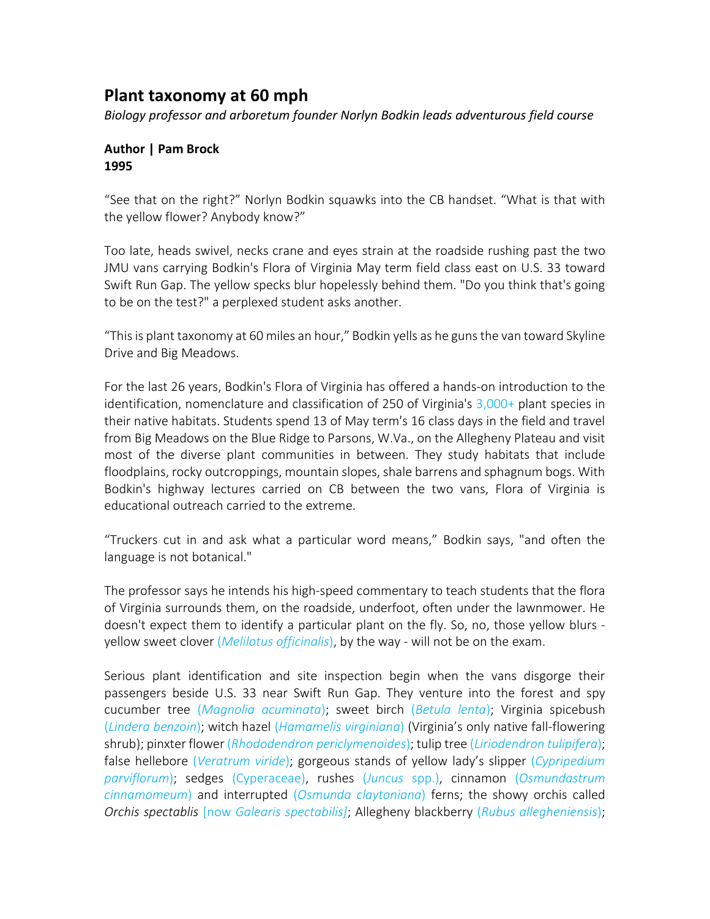# Plant taxonomy at 60 mph

*Biology professor and arboretum founder Norlyn Bodkin leads adventurous field course*

**Author | Pam Brock**
**1995**

"See that on the right?" Norlyn Bodkin squawks into the CB handset. "What is that with the yellow flower? Anybody know?"

Too late, heads swivel, necks crane and eyes strain at the roadside rushing past the two JMU vans carrying Bodkin's Flora of Virginia May term field class east on U.S. 33 toward Swift Run Gap. The yellow specks blur hopelessly behind them. "Do you think that's going to be on the test?" a perplexed student asks another.

"This is plant taxonomy at 60 miles an hour," Bodkin yells as he guns the van toward Skyline Drive and Big Meadows.

For the last 26 years, Bodkin's Flora of Virginia has offered a hands-on introduction to the identification, nomenclature and classification of 250 of Virginia's 3,000+ plant species in their native habitats. Students spend 13 of May term's 16 class days in the field and travel from Big Meadows on the Blue Ridge to Parsons, W.Va., on the Allegheny Plateau and visit most of the diverse plant communities in between. They study habitats that include floodplains, rocky outcroppings, mountain slopes, shale barrens and sphagnum bogs. With Bodkin's highway lectures carried on CB between the two vans, Flora of Virginia is educational outreach carried to the extreme.

"Truckers cut in and ask what a particular word means," Bodkin says, "and often the language is not botanical."

The professor says he intends his high-speed commentary to teach students that the flora of Virginia surrounds them, on the roadside, underfoot, often under the lawnmower. He doesn't expect them to identify a particular plant on the fly. So, no, those yellow blurs - yellow sweet clover (*Melilotus officinalis*), by the way - will not be on the exam.

Serious plant identification and site inspection begin when the vans disgorge their passengers beside U.S. 33 near Swift Run Gap. They venture into the forest and spy cucumber tree (*Magnolia acuminata*); sweet birch (*Betula lenta*); Virginia spicebush (*Lindera benzoin*); witch hazel (*Hamamelis virginiana*) (Virginia's only native fall-flowering shrub); pinxter flower (*Rhododendron periclymenoides*); tulip tree (*Liriodendron tulipifera*); false hellebore (*Veratrum viride*); gorgeous stands of yellow lady's slipper (*Cypripedium parviflorum*); sedges (Cyperaceae), rushes (*Juncus* spp.), cinnamon (*Osmundastrum cinnamomeum*) and interrupted (*Osmunda claytoniana*) ferns; the showy orchis called *Orchis spectablis* [now *Galearis spectabilis]*; Allegheny blackberry (*Rubus allegheniensis*);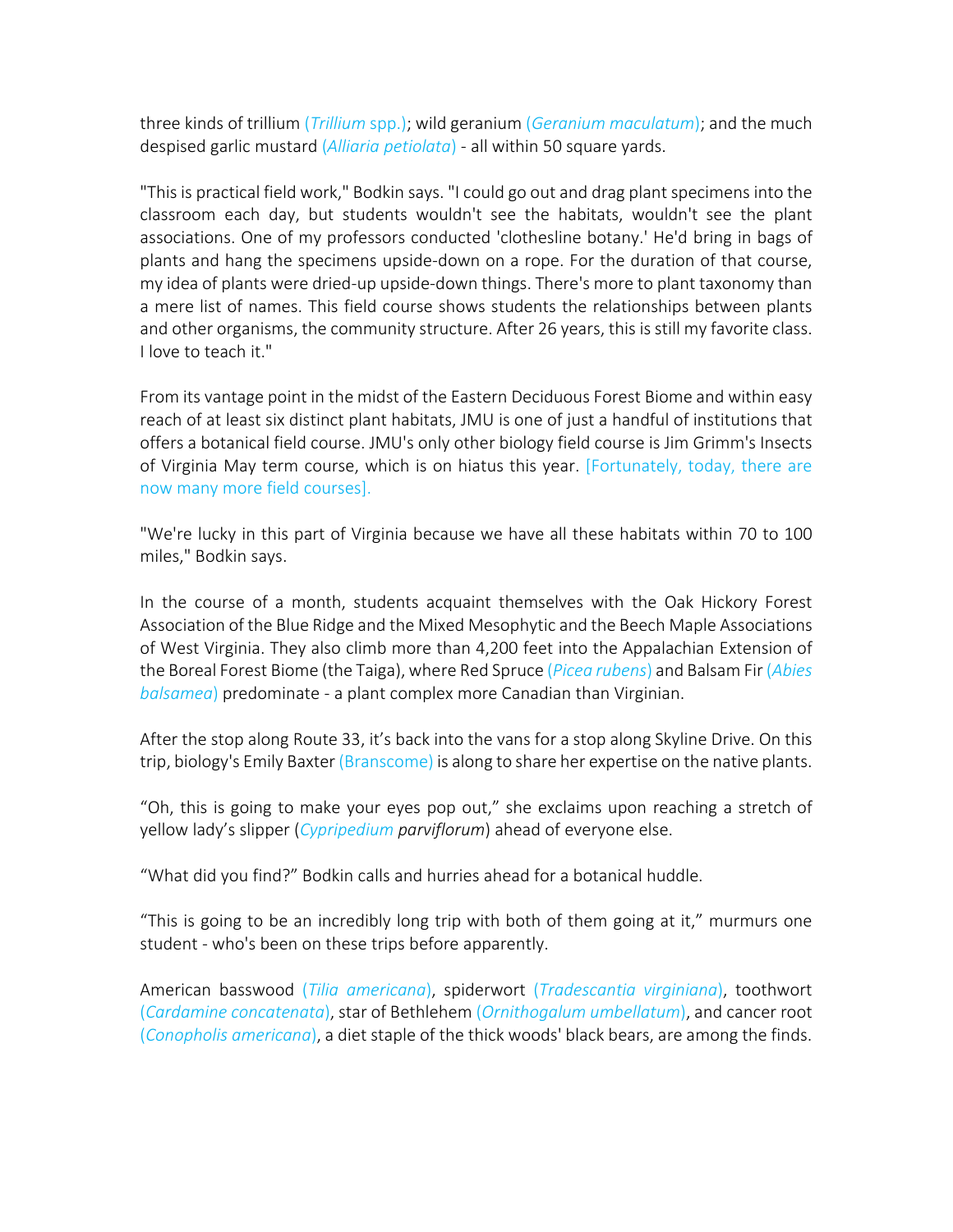three kinds of trillium (*Trillium* spp.); wild geranium (*Geranium maculatum*); and the much despised garlic mustard (*Alliaria petiolata*) - all within 50 square yards.

"This is practical field work," Bodkin says. "I could go out and drag plant specimens into the classroom each day, but students wouldn't see the habitats, wouldn't see the plant associations. One of my professors conducted 'clothesline botany.' He'd bring in bags of plants and hang the specimens upside-down on a rope. For the duration of that course, my idea of plants were dried-up upside-down things. There's more to plant taxonomy than a mere list of names. This field course shows students the relationships between plants and other organisms, the community structure. After 26 years, this is still my favorite class. I love to teach it."

From its vantage point in the midst of the Eastern Deciduous Forest Biome and within easy reach of at least six distinct plant habitats, JMU is one of just a handful of institutions that offers a botanical field course. JMU's only other biology field course is Jim Grimm's Insects of Virginia May term course, which is on hiatus this year. [Fortunately, today, there are now many more field courses].

"We're lucky in this part of Virginia because we have all these habitats within 70 to 100 miles," Bodkin says.

In the course of a month, students acquaint themselves with the Oak Hickory Forest Association of the Blue Ridge and the Mixed Mesophytic and the Beech Maple Associations of West Virginia. They also climb more than 4,200 feet into the Appalachian Extension of the Boreal Forest Biome (the Taiga), where Red Spruce (*Picea rubens*) and Balsam Fir (*Abies balsamea*) predominate - a plant complex more Canadian than Virginian.

After the stop along Route 33, it's back into the vans for a stop along Skyline Drive. On this trip, biology's Emily Baxter (Branscome) is along to share her expertise on the native plants.

"Oh, this is going to make your eyes pop out," she exclaims upon reaching a stretch of yellow lady's slipper (*Cypripedium parviflorum*) ahead of everyone else.

"What did you find?" Bodkin calls and hurries ahead for a botanical huddle.

"This is going to be an incredibly long trip with both of them going at it," murmurs one student - who's been on these trips before apparently.

American basswood (*Tilia americana*), spiderwort (*Tradescantia virginiana*), toothwort (*Cardamine concatenata*), star of Bethlehem (*Ornithogalum umbellatum*), and cancer root (*Conopholis americana*), a diet staple of the thick woods' black bears, are among the finds.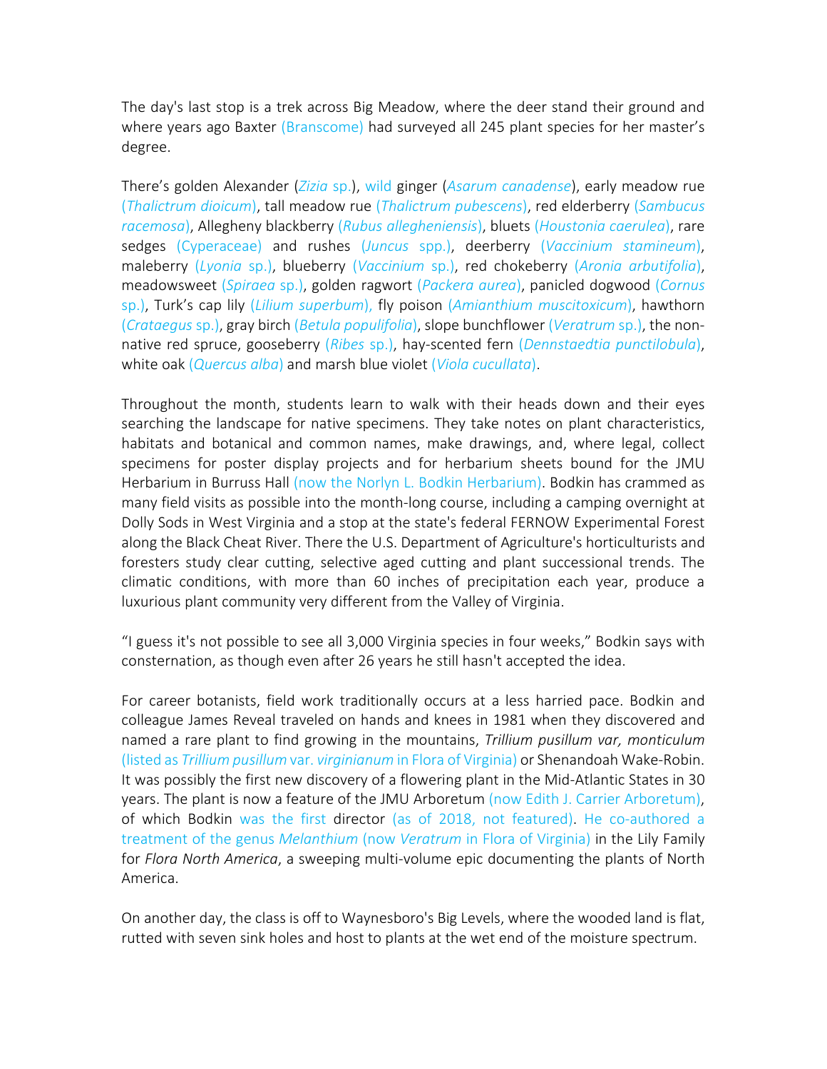The day's last stop is a trek across Big Meadow, where the deer stand their ground and where years ago Baxter (Branscome) had surveyed all 245 plant species for her master's degree.

There's golden Alexander (*Zizia* sp.), wild ginger (*Asarum canadense*), early meadow rue (*Thalictrum dioicum*), tall meadow rue (*Thalictrum pubescens*), red elderberry (*Sambucus racemosa*), Allegheny blackberry (*Rubus allegheniensis*), bluets (*Houstonia caerulea*), rare sedges (Cyperaceae) and rushes (*Juncus* spp.), deerberry (*Vaccinium stamineum*), maleberry (*Lyonia* sp.), blueberry (*Vaccinium* sp.), red chokeberry (*Aronia arbutifolia*), meadowsweet (*Spiraea* sp.), golden ragwort (*Packera aurea*), panicled dogwood (*Cornus* sp.), Turk's cap lily (*Lilium superbum*), fly poison (*Amianthium muscitoxicum*), hawthorn (*Crataegus* sp.), gray birch (*Betula populifolia*), slope bunchflower (*Veratrum* sp.), the non-native red spruce, gooseberry (*Ribes* sp.), hay-scented fern (*Dennstaedtia punctilobula*), white oak (*Quercus alba*) and marsh blue violet (*Viola cucullata*).

Throughout the month, students learn to walk with their heads down and their eyes searching the landscape for native specimens. They take notes on plant characteristics, habitats and botanical and common names, make drawings, and, where legal, collect specimens for poster display projects and for herbarium sheets bound for the JMU Herbarium in Burruss Hall (now the Norlyn L. Bodkin Herbarium). Bodkin has crammed as many field visits as possible into the month-long course, including a camping overnight at Dolly Sods in West Virginia and a stop at the state's federal FERNOW Experimental Forest along the Black Cheat River. There the U.S. Department of Agriculture's horticulturists and foresters study clear cutting, selective aged cutting and plant successional trends. The climatic conditions, with more than 60 inches of precipitation each year, produce a luxurious plant community very different from the Valley of Virginia.

"I guess it's not possible to see all 3,000 Virginia species in four weeks," Bodkin says with consternation, as though even after 26 years he still hasn't accepted the idea.

For career botanists, field work traditionally occurs at a less harried pace. Bodkin and colleague James Reveal traveled on hands and knees in 1981 when they discovered and named a rare plant to find growing in the mountains, *Trillium pusillum var, monticulum* (listed as *Trillium pusillum* var. *virginianum* in Flora of Virginia) or Shenandoah Wake-Robin. It was possibly the first new discovery of a flowering plant in the Mid-Atlantic States in 30 years. The plant is now a feature of the JMU Arboretum (now Edith J. Carrier Arboretum), of which Bodkin was the first director (as of 2018, not featured). He co-authored a treatment of the genus *Melanthium* (now *Veratrum* in Flora of Virginia) in the Lily Family for *Flora North America*, a sweeping multi-volume epic documenting the plants of North America.

On another day, the class is off to Waynesboro's Big Levels, where the wooded land is flat, rutted with seven sink holes and host to plants at the wet end of the moisture spectrum.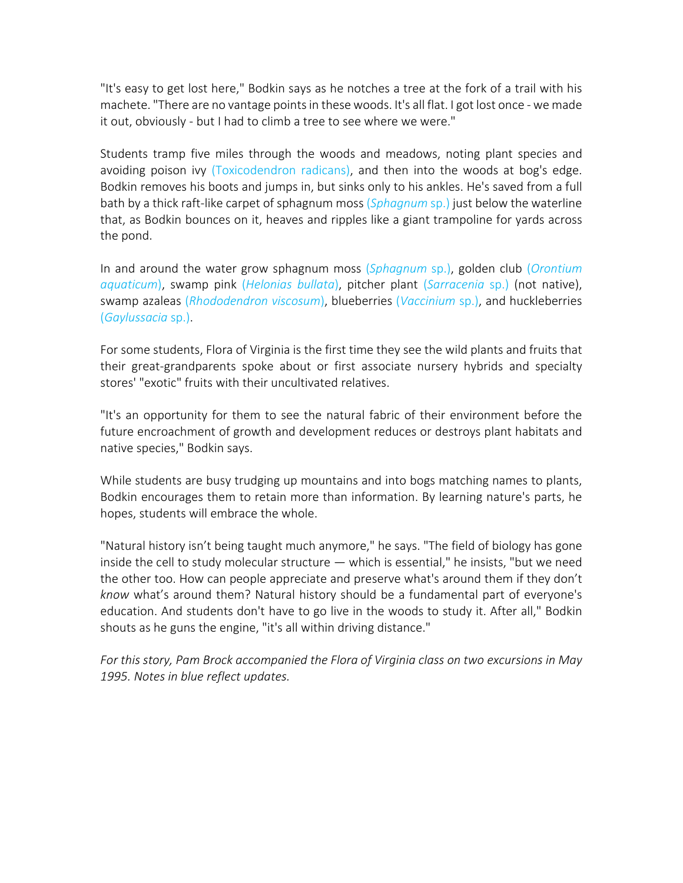"It's easy to get lost here," Bodkin says as he notches a tree at the fork of a trail with his machete. "There are no vantage points in these woods. It's all flat. I got lost once - we made it out, obviously - but I had to climb a tree to see where we were."

Students tramp five miles through the woods and meadows, noting plant species and avoiding poison ivy (Toxicodendron radicans), and then into the woods at bog's edge. Bodkin removes his boots and jumps in, but sinks only to his ankles. He's saved from a full bath by a thick raft-like carpet of sphagnum moss (*Sphagnum* sp.) just below the waterline that, as Bodkin bounces on it, heaves and ripples like a giant trampoline for yards across the pond.

In and around the water grow sphagnum moss (*Sphagnum* sp.), golden club (*Orontium aquaticum*), swamp pink (*Helonias bullata*), pitcher plant (*Sarracenia* sp.) (not native), swamp azaleas (*Rhododendron viscosum*), blueberries (*Vaccinium* sp.), and huckleberries (*Gaylussacia* sp.).

For some students, Flora of Virginia is the first time they see the wild plants and fruits that their great-grandparents spoke about or first associate nursery hybrids and specialty stores' "exotic" fruits with their uncultivated relatives.

"It's an opportunity for them to see the natural fabric of their environment before the future encroachment of growth and development reduces or destroys plant habitats and native species," Bodkin says.

While students are busy trudging up mountains and into bogs matching names to plants, Bodkin encourages them to retain more than information. By learning nature's parts, he hopes, students will embrace the whole.

"Natural history isn't being taught much anymore," he says. "The field of biology has gone inside the cell to study molecular structure — which is essential," he insists, "but we need the other too. How can people appreciate and preserve what's around them if they don't *know* what's around them? Natural history should be a fundamental part of everyone's education. And students don't have to go live in the woods to study it. After all," Bodkin shouts as he guns the engine, "it's all within driving distance."

*For this story, Pam Brock accompanied the Flora of Virginia class on two excursions in May 1995. Notes in blue reflect updates.*